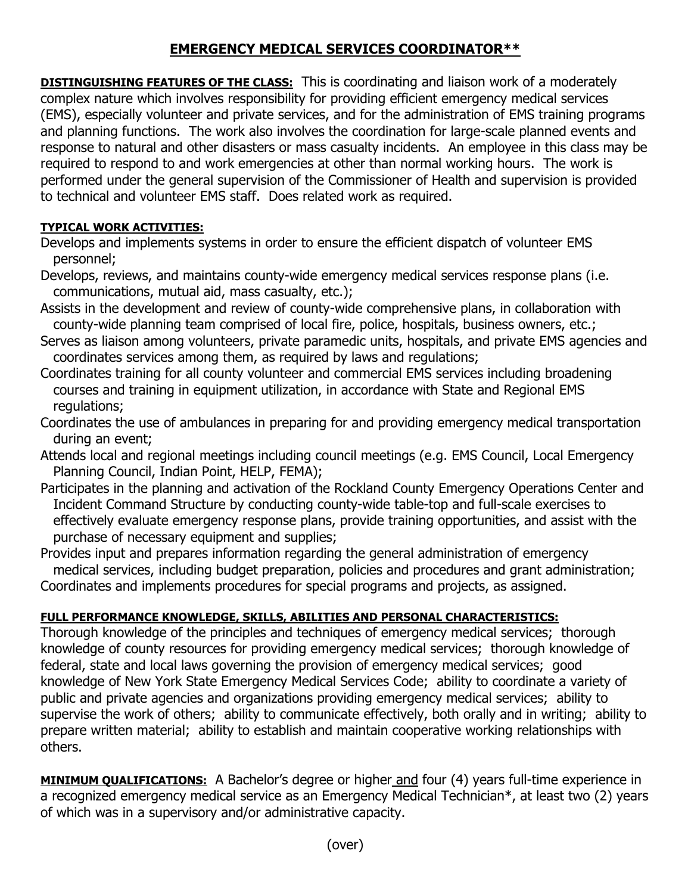# EMERGENCY MEDICAL SERVICES COORDINATOR**

**DISTINGUISHING FEATURES OF THE CLASS:** This is coordinating and liaison work of a moderately complex nature which involves responsibility for providing efficient emergency medical services (EMS), especially volunteer and private services, and for the administration of EMS training programs and planning functions. The work also involves the coordination for large-scale planned events and response to natural and other disasters or mass casualty incidents. An employee in this class may be required to respond to and work emergencies at other than normal working hours. The work is performed under the general supervision of the Commissioner of Health and supervision is provided to technical and volunteer EMS staff. Does related work as required.

**TYPICAL WORK ACTIVITIES:**

Develops and implements systems in order to ensure the efficient dispatch of volunteer EMS personnel;

Develops, reviews, and maintains county-wide emergency medical services response plans (i.e. communications, mutual aid, mass casualty, etc.);

Assists in the development and review of county-wide comprehensive plans, in collaboration with county-wide planning team comprised of local fire, police, hospitals, business owners, etc.;

Serves as liaison among volunteers, private paramedic units, hospitals, and private EMS agencies and coordinates services among them, as required by laws and regulations;

Coordinates training for all county volunteer and commercial EMS services including broadening courses and training in equipment utilization, in accordance with State and Regional EMS regulations;

Coordinates the use of ambulances in preparing for and providing emergency medical transportation during an event;

Attends local and regional meetings including council meetings (e.g. EMS Council, Local Emergency Planning Council, Indian Point, HELP, FEMA);

Participates in the planning and activation of the Rockland County Emergency Operations Center and Incident Command Structure by conducting county-wide table-top and full-scale exercises to effectively evaluate emergency response plans, provide training opportunities, and assist with the purchase of necessary equipment and supplies;

Provides input and prepares information regarding the general administration of emergency medical services, including budget preparation, policies and procedures and grant administration;

Coordinates and implements procedures for special programs and projects, as assigned.

**FULL PERFORMANCE KNOWLEDGE, SKILLS, ABILITIES AND PERSONAL CHARACTERISTICS:**

Thorough knowledge of the principles and techniques of emergency medical services; thorough knowledge of county resources for providing emergency medical services; thorough knowledge of federal, state and local laws governing the provision of emergency medical services; good knowledge of New York State Emergency Medical Services Code; ability to coordinate a variety of public and private agencies and organizations providing emergency medical services; ability to supervise the work of others; ability to communicate effectively, both orally and in writing; ability to prepare written material; ability to establish and maintain cooperative working relationships with others.

**MINIMUM QUALIFICATIONS:** A Bachelor's degree or higher and four (4) years full-time experience in a recognized emergency medical service as an Emergency Medical Technician*, at least two (2) years of which was in a supervisory and/or administrative capacity.

(over)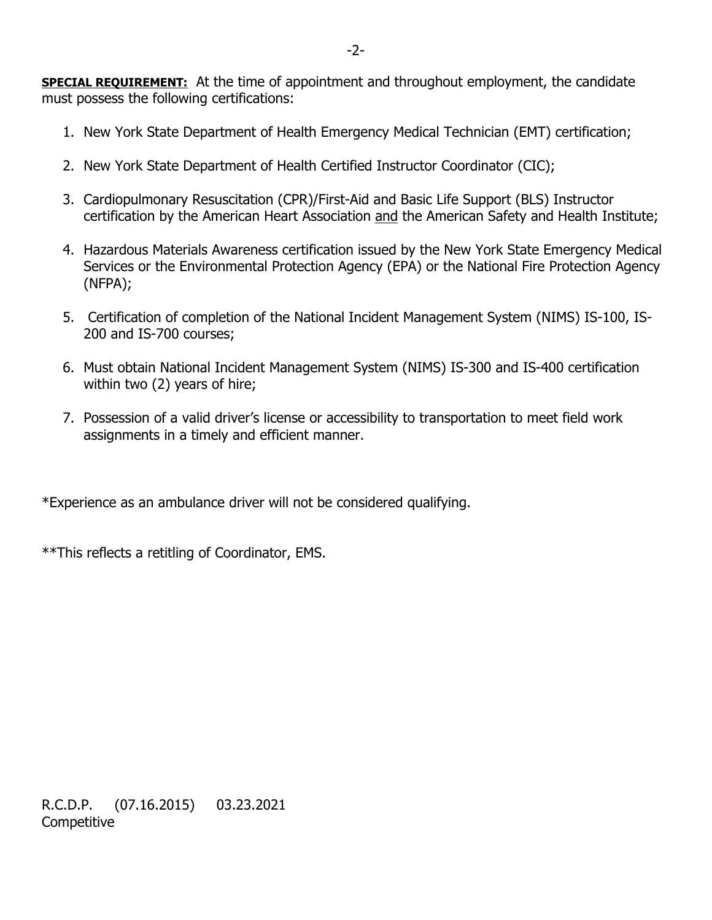**SPECIAL REQUIREMENT:** At the time of appointment and throughout employment, the candidate must possess the following certifications:

1. New York State Department of Health Emergency Medical Technician (EMT) certification;

2. New York State Department of Health Certified Instructor Coordinator (CIC);

3. Cardiopulmonary Resuscitation (CPR)/First-Aid and Basic Life Support (BLS) Instructor certification by the American Heart Association and the American Safety and Health Institute;

4. Hazardous Materials Awareness certification issued by the New York State Emergency Medical Services or the Environmental Protection Agency (EPA) or the National Fire Protection Agency (NFPA);

5. Certification of completion of the National Incident Management System (NIMS) IS-100, IS-200 and IS-700 courses;

6. Must obtain National Incident Management System (NIMS) IS-300 and IS-400 certification within two (2) years of hire;

7. Possession of a valid driver's license or accessibility to transportation to meet field work assignments in a timely and efficient manner.

*Experience as an ambulance driver will not be considered qualifying.

**This reflects a retitling of Coordinator, EMS.

R.C.D.P. (07.16.2015) 03.23.2021
Competitive